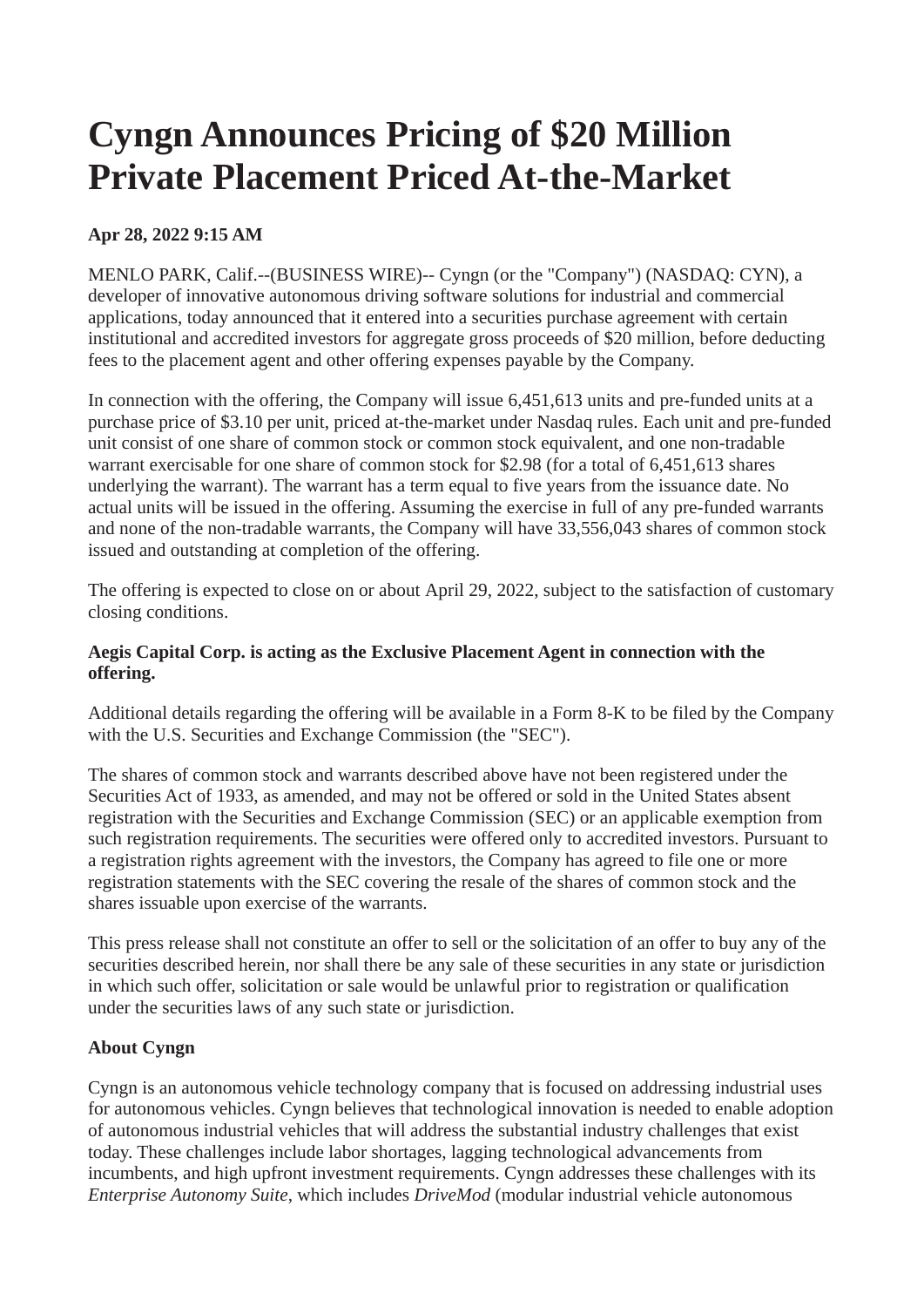# Cyngn Announces Pricing of $20 Million Private Placement Priced At-the-Market

**Apr 28, 2022 9:15 AM**

MENLO PARK, Calif.--(BUSINESS WIRE)-- Cyngn (or the "Company") (NASDAQ: CYN), a developer of innovative autonomous driving software solutions for industrial and commercial applications, today announced that it entered into a securities purchase agreement with certain institutional and accredited investors for aggregate gross proceeds of $20 million, before deducting fees to the placement agent and other offering expenses payable by the Company.

In connection with the offering, the Company will issue 6,451,613 units and pre-funded units at a purchase price of $3.10 per unit, priced at-the-market under Nasdaq rules. Each unit and pre-funded unit consist of one share of common stock or common stock equivalent, and one non-tradable warrant exercisable for one share of common stock for $2.98 (for a total of 6,451,613 shares underlying the warrant). The warrant has a term equal to five years from the issuance date. No actual units will be issued in the offering. Assuming the exercise in full of any pre-funded warrants and none of the non-tradable warrants, the Company will have 33,556,043 shares of common stock issued and outstanding at completion of the offering.

The offering is expected to close on or about April 29, 2022, subject to the satisfaction of customary closing conditions.

**Aegis Capital Corp. is acting as the Exclusive Placement Agent in connection with the offering.**

Additional details regarding the offering will be available in a Form 8-K to be filed by the Company with the U.S. Securities and Exchange Commission (the "SEC").

The shares of common stock and warrants described above have not been registered under the Securities Act of 1933, as amended, and may not be offered or sold in the United States absent registration with the Securities and Exchange Commission (SEC) or an applicable exemption from such registration requirements. The securities were offered only to accredited investors. Pursuant to a registration rights agreement with the investors, the Company has agreed to file one or more registration statements with the SEC covering the resale of the shares of common stock and the shares issuable upon exercise of the warrants.

This press release shall not constitute an offer to sell or the solicitation of an offer to buy any of the securities described herein, nor shall there be any sale of these securities in any state or jurisdiction in which such offer, solicitation or sale would be unlawful prior to registration or qualification under the securities laws of any such state or jurisdiction.

**About Cyngn**

Cyngn is an autonomous vehicle technology company that is focused on addressing industrial uses for autonomous vehicles. Cyngn believes that technological innovation is needed to enable adoption of autonomous industrial vehicles that will address the substantial industry challenges that exist today. These challenges include labor shortages, lagging technological advancements from incumbents, and high upfront investment requirements. Cyngn addresses these challenges with its *Enterprise Autonomy Suite*, which includes *DriveMod* (modular industrial vehicle autonomous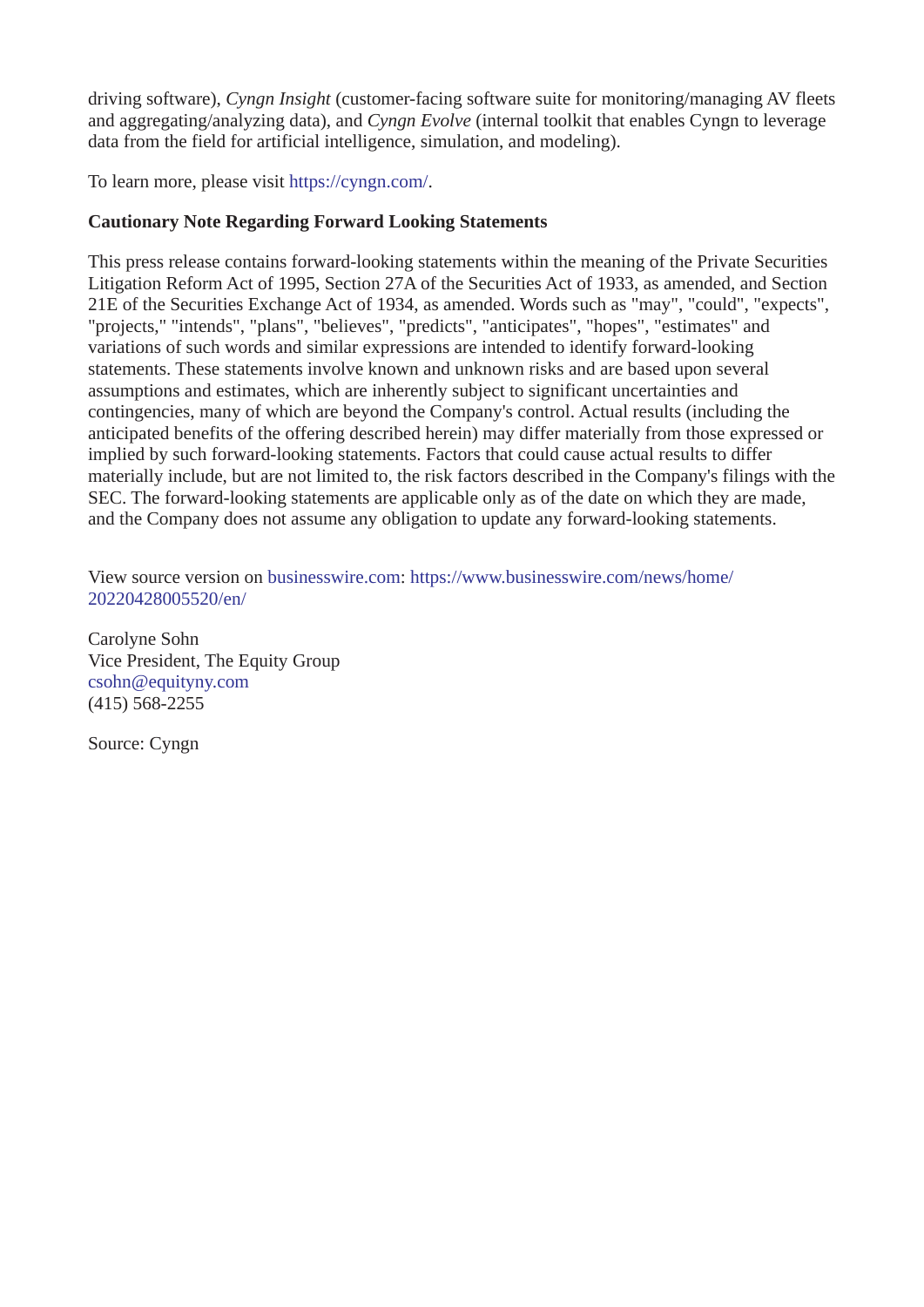driving software), *Cyngn Insight* (customer-facing software suite for monitoring/managing AV fleets and aggregating/analyzing data), and *Cyngn Evolve* (internal toolkit that enables Cyngn to leverage data from the field for artificial intelligence, simulation, and modeling).

To learn more, please visit https://cyngn.com/.

**Cautionary Note Regarding Forward Looking Statements**

This press release contains forward-looking statements within the meaning of the Private Securities Litigation Reform Act of 1995, Section 27A of the Securities Act of 1933, as amended, and Section 21E of the Securities Exchange Act of 1934, as amended. Words such as "may", "could", "expects", "projects," "intends", "plans", "believes", "predicts", "anticipates", "hopes", "estimates" and variations of such words and similar expressions are intended to identify forward-looking statements. These statements involve known and unknown risks and are based upon several assumptions and estimates, which are inherently subject to significant uncertainties and contingencies, many of which are beyond the Company's control. Actual results (including the anticipated benefits of the offering described herein) may differ materially from those expressed or implied by such forward-looking statements. Factors that could cause actual results to differ materially include, but are not limited to, the risk factors described in the Company's filings with the SEC. The forward-looking statements are applicable only as of the date on which they are made, and the Company does not assume any obligation to update any forward-looking statements.

View source version on businesswire.com: https://www.businesswire.com/news/home/20220428005520/en/

Carolyne Sohn
Vice President, The Equity Group
csohn@equityny.com
(415) 568-2255

Source: Cyngn